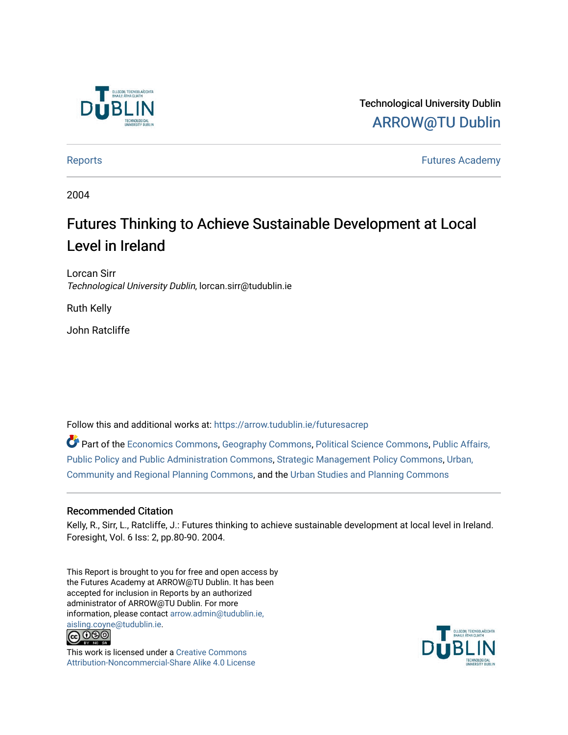Technological University Dublin

ARROW@TU Dublin

Reports

Futures Academy

2004

# Futures Thinking to Achieve Sustainable Development at Local Level in Ireland

Lorcan Sirr
*Technological University Dublin*, lorcan.sirr@tudublin.ie

Ruth Kelly

John Ratcliffe

Follow this and additional works at: https://arrow.tudublin.ie/futuresacrep

Part of the Economics Commons, Geography Commons, Political Science Commons, Public Affairs, Public Policy and Public Administration Commons, Strategic Management Policy Commons, Urban, Community and Regional Planning Commons, and the Urban Studies and Planning Commons

## Recommended Citation

Kelly, R., Sirr, L., Ratcliffe, J.: Futures thinking to achieve sustainable development at local level in Ireland. Foresight, Vol. 6 Iss: 2, pp.80-90. 2004.

This Report is brought to you for free and open access by the Futures Academy at ARROW@TU Dublin. It has been accepted for inclusion in Reports by an authorized administrator of ARROW@TU Dublin. For more information, please contact arrow.admin@tudublin.ie, aisling.coyne@tudublin.ie.

This work is licensed under a Creative Commons Attribution-Noncommercial-Share Alike 4.0 License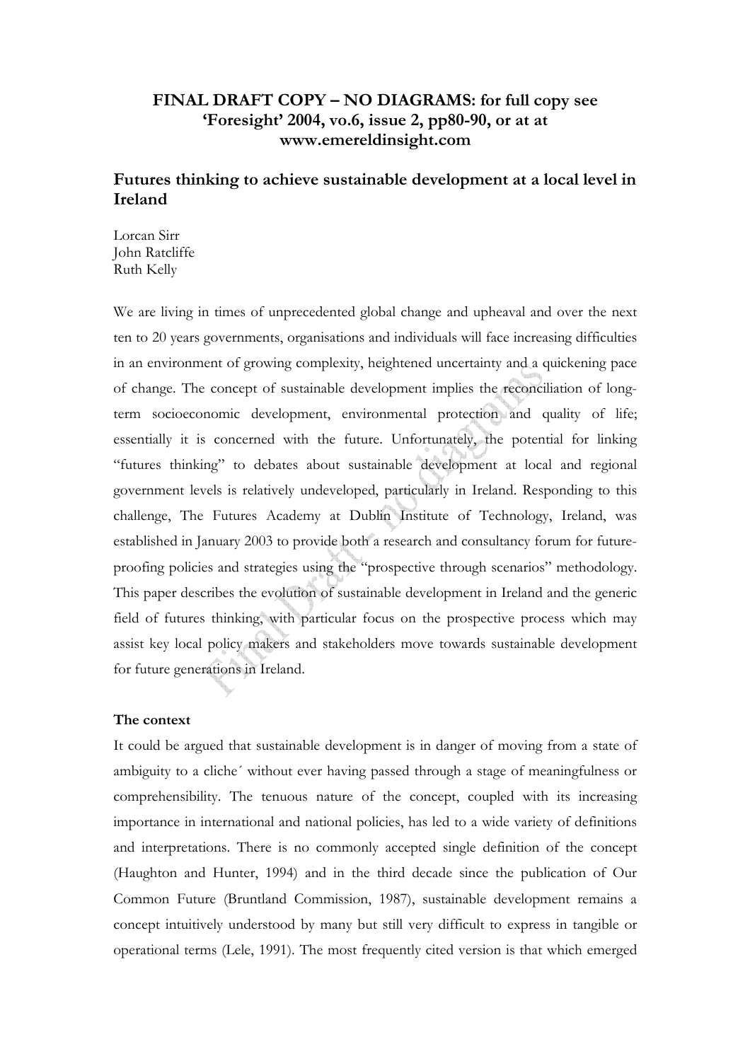**FINAL DRAFT COPY – NO DIAGRAMS: for full copy see 'Foresight' 2004, vo.6, issue 2, pp80-90, or at at www.emereldinsight.com**

## Futures thinking to achieve sustainable development at a local level in Ireland

Lorcan Sirr
John Ratcliffe
Ruth Kelly

We are living in times of unprecedented global change and upheaval and over the next ten to 20 years governments, organisations and individuals will face increasing difficulties in an environment of growing complexity, heightened uncertainty and a quickening pace of change. The concept of sustainable development implies the reconciliation of long-term socioeconomic development, environmental protection and quality of life; essentially it is concerned with the future. Unfortunately, the potential for linking "futures thinking" to debates about sustainable development at local and regional government levels is relatively undeveloped, particularly in Ireland. Responding to this challenge, The Futures Academy at Dublin Institute of Technology, Ireland, was established in January 2003 to provide both a research and consultancy forum for future-proofing policies and strategies using the "prospective through scenarios" methodology. This paper describes the evolution of sustainable development in Ireland and the generic field of futures thinking, with particular focus on the prospective process which may assist key local policy makers and stakeholders move towards sustainable development for future generations in Ireland.

### The context

It could be argued that sustainable development is in danger of moving from a state of ambiguity to a cliche´ without ever having passed through a stage of meaningfulness or comprehensibility. The tenuous nature of the concept, coupled with its increasing importance in international and national policies, has led to a wide variety of definitions and interpretations. There is no commonly accepted single definition of the concept (Haughton and Hunter, 1994) and in the third decade since the publication of Our Common Future (Bruntland Commission, 1987), sustainable development remains a concept intuitively understood by many but still very difficult to express in tangible or operational terms (Lele, 1991). The most frequently cited version is that which emerged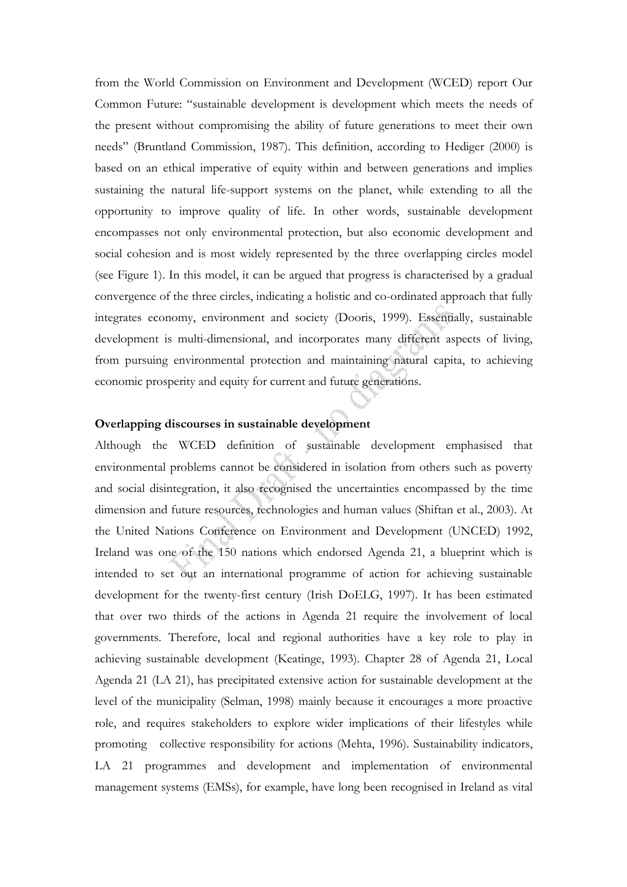from the World Commission on Environment and Development (WCED) report Our Common Future: "sustainable development is development which meets the needs of the present without compromising the ability of future generations to meet their own needs" (Bruntland Commission, 1987). This definition, according to Hediger (2000) is based on an ethical imperative of equity within and between generations and implies sustaining the natural life-support systems on the planet, while extending to all the opportunity to improve quality of life. In other words, sustainable development encompasses not only environmental protection, but also economic development and social cohesion and is most widely represented by the three overlapping circles model (see Figure 1). In this model, it can be argued that progress is characterised by a gradual convergence of the three circles, indicating a holistic and co-ordinated approach that fully integrates economy, environment and society (Dooris, 1999). Essentially, sustainable development is multi-dimensional, and incorporates many different aspects of living, from pursuing environmental protection and maintaining natural capita, to achieving economic prosperity and equity for current and future generations.

**Overlapping discourses in sustainable development**

Although the WCED definition of sustainable development emphasised that environmental problems cannot be considered in isolation from others such as poverty and social disintegration, it also recognised the uncertainties encompassed by the time dimension and future resources, technologies and human values (Shiftan et al., 2003). At the United Nations Conference on Environment and Development (UNCED) 1992, Ireland was one of the 150 nations which endorsed Agenda 21, a blueprint which is intended to set out an international programme of action for achieving sustainable development for the twenty-first century (Irish DoELG, 1997). It has been estimated that over two thirds of the actions in Agenda 21 require the involvement of local governments. Therefore, local and regional authorities have a key role to play in achieving sustainable development (Keatinge, 1993). Chapter 28 of Agenda 21, Local Agenda 21 (LA 21), has precipitated extensive action for sustainable development at the level of the municipality (Selman, 1998) mainly because it encourages a more proactive role, and requires stakeholders to explore wider implications of their lifestyles while promoting collective responsibility for actions (Mehta, 1996). Sustainability indicators, LA 21 programmes and development and implementation of environmental management systems (EMSs), for example, have long been recognised in Ireland as vital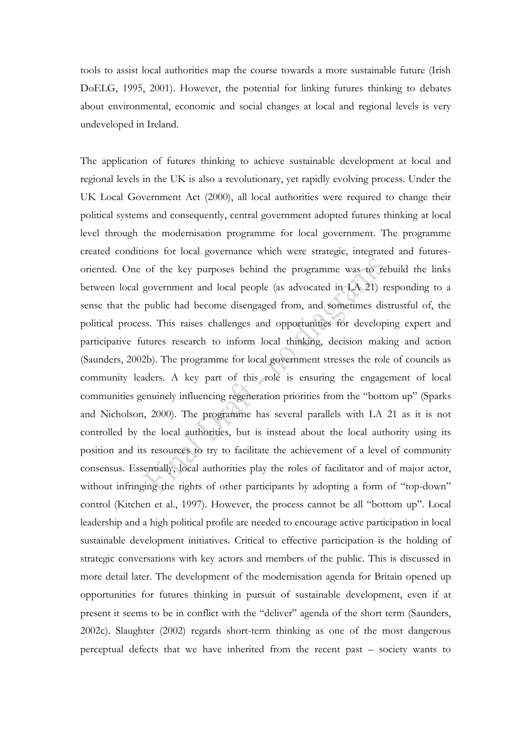tools to assist local authorities map the course towards a more sustainable future (Irish DoELG, 1995, 2001). However, the potential for linking futures thinking to debates about environmental, economic and social changes at local and regional levels is very undeveloped in Ireland.

The application of futures thinking to achieve sustainable development at local and regional levels in the UK is also a revolutionary, yet rapidly evolving process. Under the UK Local Government Act (2000), all local authorities were required to change their political systems and consequently, central government adopted futures thinking at local level through the modernisation programme for local government. The programme created conditions for local governance which were strategic, integrated and futures-oriented. One of the key purposes behind the programme was to rebuild the links between local government and local people (as advocated in LA 21) responding to a sense that the public had become disengaged from, and sometimes distrustful of, the political process. This raises challenges and opportunities for developing expert and participative futures research to inform local thinking, decision making and action (Saunders, 2002b). The programme for local government stresses the role of councils as community leaders. A key part of this role is ensuring the engagement of local communities genuinely influencing regeneration priorities from the "bottom up" (Sparks and Nicholson, 2000). The programme has several parallels with LA 21 as it is not controlled by the local authorities, but is instead about the local authority using its position and its resources to try to facilitate the achievement of a level of community consensus. Essentially, local authorities play the roles of facilitator and of major actor, without infringing the rights of other participants by adopting a form of "top-down" control (Kitchen et al., 1997). However, the process cannot be all "bottom up". Local leadership and a high political profile are needed to encourage active participation in local sustainable development initiatives. Critical to effective participation is the holding of strategic conversations with key actors and members of the public. This is discussed in more detail later. The development of the modernisation agenda for Britain opened up opportunities for futures thinking in pursuit of sustainable development, even if at present it seems to be in conflict with the "deliver" agenda of the short term (Saunders, 2002c). Slaughter (2002) regards short-term thinking as one of the most dangerous perceptual defects that we have inherited from the recent past – society wants to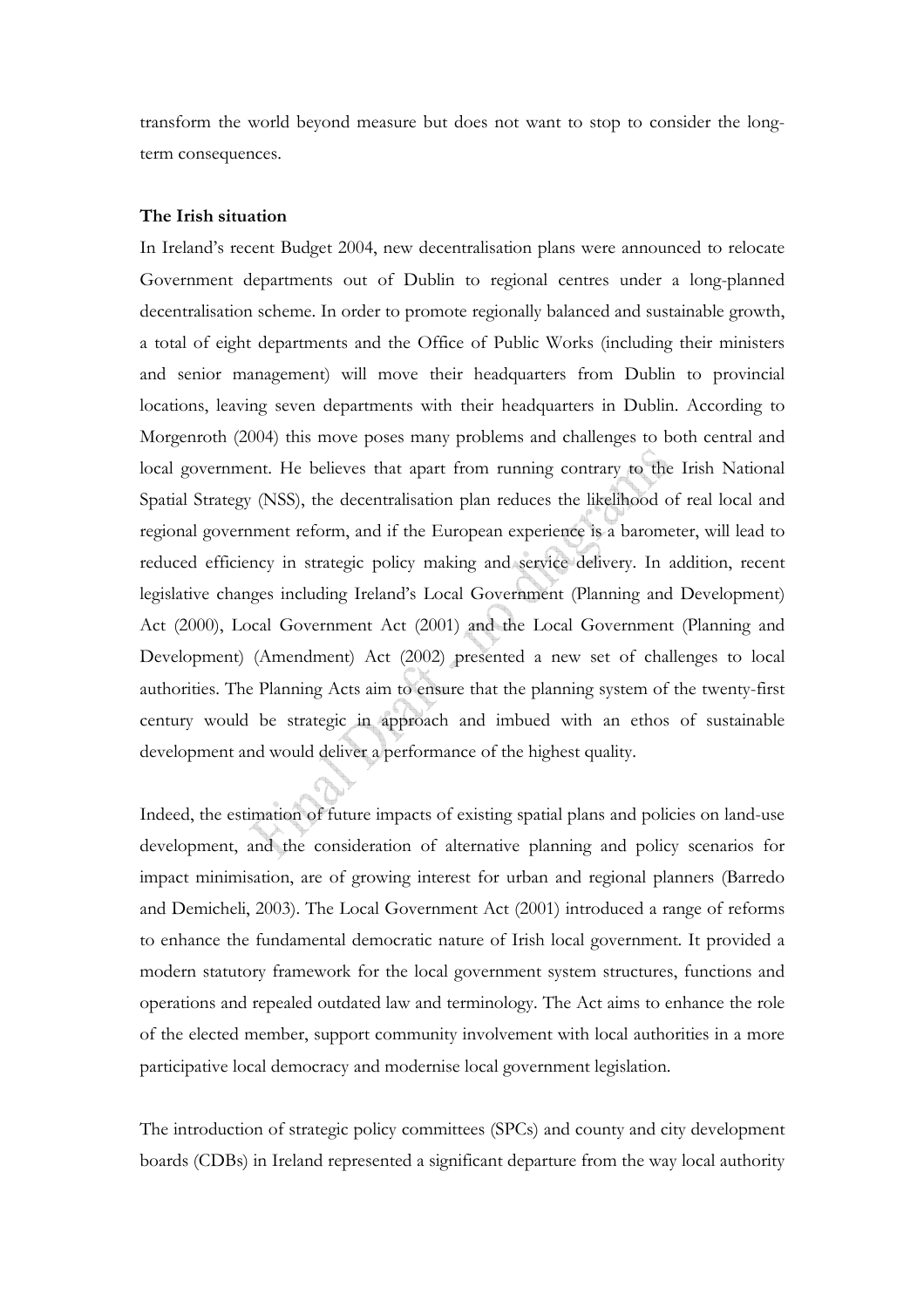transform the world beyond measure but does not want to stop to consider the long-term consequences.

**The Irish situation**

In Ireland's recent Budget 2004, new decentralisation plans were announced to relocate Government departments out of Dublin to regional centres under a long-planned decentralisation scheme. In order to promote regionally balanced and sustainable growth, a total of eight departments and the Office of Public Works (including their ministers and senior management) will move their headquarters from Dublin to provincial locations, leaving seven departments with their headquarters in Dublin. According to Morgenroth (2004) this move poses many problems and challenges to both central and local government. He believes that apart from running contrary to the Irish National Spatial Strategy (NSS), the decentralisation plan reduces the likelihood of real local and regional government reform, and if the European experience is a barometer, will lead to reduced efficiency in strategic policy making and service delivery. In addition, recent legislative changes including Ireland's Local Government (Planning and Development) Act (2000), Local Government Act (2001) and the Local Government (Planning and Development) (Amendment) Act (2002) presented a new set of challenges to local authorities. The Planning Acts aim to ensure that the planning system of the twenty-first century would be strategic in approach and imbued with an ethos of sustainable development and would deliver a performance of the highest quality.

Indeed, the estimation of future impacts of existing spatial plans and policies on land-use development, and the consideration of alternative planning and policy scenarios for impact minimisation, are of growing interest for urban and regional planners (Barredo and Demicheli, 2003). The Local Government Act (2001) introduced a range of reforms to enhance the fundamental democratic nature of Irish local government. It provided a modern statutory framework for the local government system structures, functions and operations and repealed outdated law and terminology. The Act aims to enhance the role of the elected member, support community involvement with local authorities in a more participative local democracy and modernise local government legislation.

The introduction of strategic policy committees (SPCs) and county and city development boards (CDBs) in Ireland represented a significant departure from the way local authority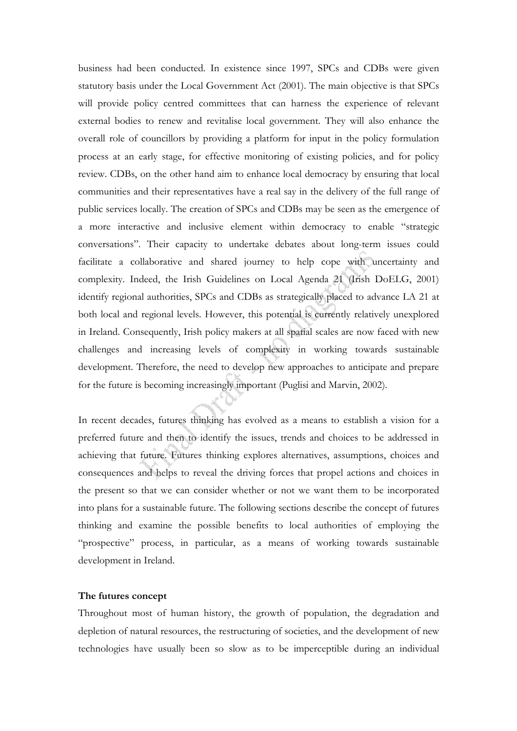business had been conducted. In existence since 1997, SPCs and CDBs were given statutory basis under the Local Government Act (2001). The main objective is that SPCs will provide policy centred committees that can harness the experience of relevant external bodies to renew and revitalise local government. They will also enhance the overall role of councillors by providing a platform for input in the policy formulation process at an early stage, for effective monitoring of existing policies, and for policy review. CDBs, on the other hand aim to enhance local democracy by ensuring that local communities and their representatives have a real say in the delivery of the full range of public services locally. The creation of SPCs and CDBs may be seen as the emergence of a more interactive and inclusive element within democracy to enable "strategic conversations". Their capacity to undertake debates about long-term issues could facilitate a collaborative and shared journey to help cope with uncertainty and complexity. Indeed, the Irish Guidelines on Local Agenda 21 (Irish DoELG, 2001) identify regional authorities, SPCs and CDBs as strategically placed to advance LA 21 at both local and regional levels. However, this potential is currently relatively unexplored in Ireland. Consequently, Irish policy makers at all spatial scales are now faced with new challenges and increasing levels of complexity in working towards sustainable development. Therefore, the need to develop new approaches to anticipate and prepare for the future is becoming increasingly important (Puglisi and Marvin, 2002).

In recent decades, futures thinking has evolved as a means to establish a vision for a preferred future and then to identify the issues, trends and choices to be addressed in achieving that future. Futures thinking explores alternatives, assumptions, choices and consequences and helps to reveal the driving forces that propel actions and choices in the present so that we can consider whether or not we want them to be incorporated into plans for a sustainable future. The following sections describe the concept of futures thinking and examine the possible benefits to local authorities of employing the "prospective" process, in particular, as a means of working towards sustainable development in Ireland.

**The futures concept**

Throughout most of human history, the growth of population, the degradation and depletion of natural resources, the restructuring of societies, and the development of new technologies have usually been so slow as to be imperceptible during an individual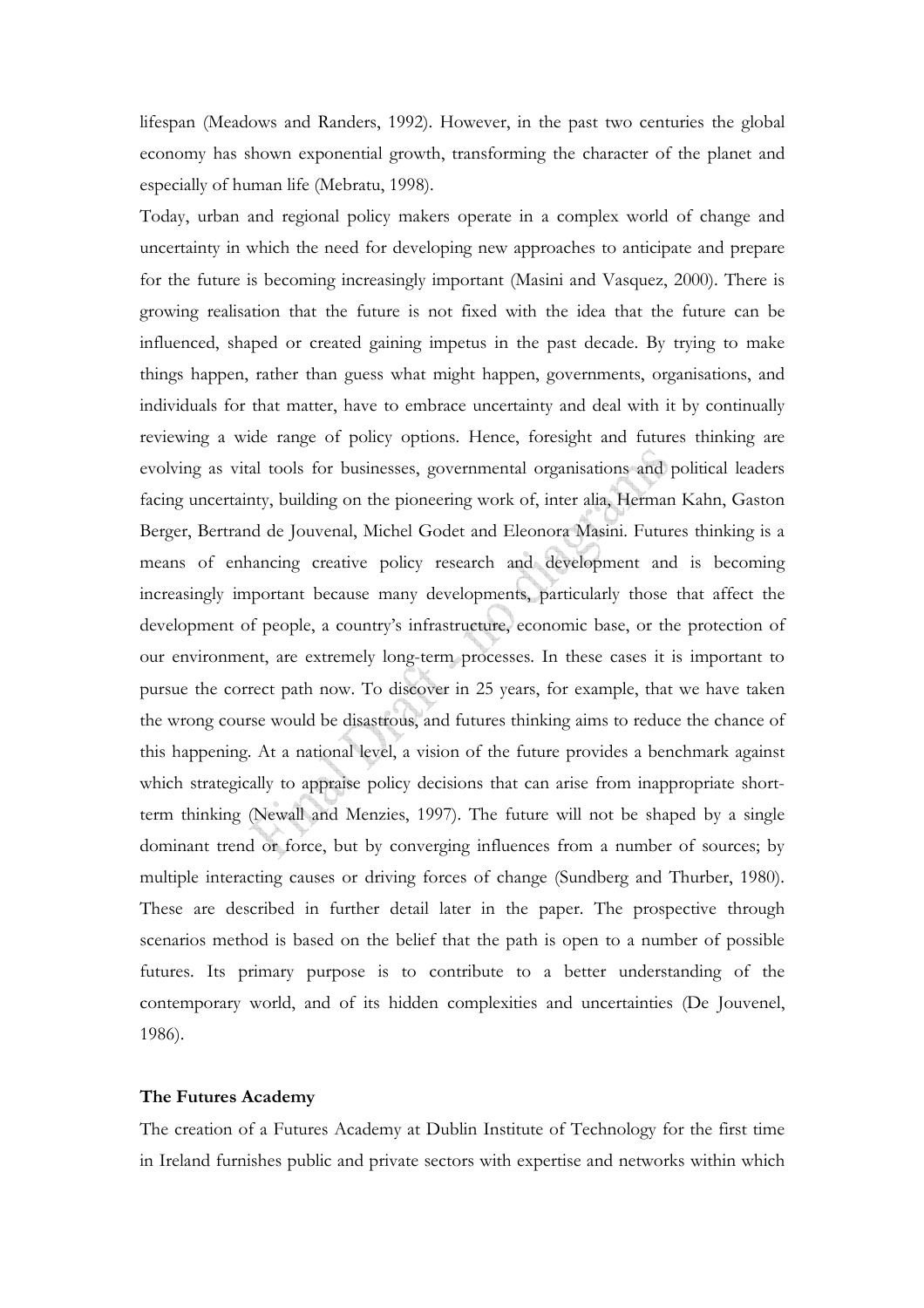lifespan (Meadows and Randers, 1992). However, in the past two centuries the global economy has shown exponential growth, transforming the character of the planet and especially of human life (Mebratu, 1998).

Today, urban and regional policy makers operate in a complex world of change and uncertainty in which the need for developing new approaches to anticipate and prepare for the future is becoming increasingly important (Masini and Vasquez, 2000). There is growing realisation that the future is not fixed with the idea that the future can be influenced, shaped or created gaining impetus in the past decade. By trying to make things happen, rather than guess what might happen, governments, organisations, and individuals for that matter, have to embrace uncertainty and deal with it by continually reviewing a wide range of policy options. Hence, foresight and futures thinking are evolving as vital tools for businesses, governmental organisations and political leaders facing uncertainty, building on the pioneering work of, inter alia, Herman Kahn, Gaston Berger, Bertrand de Jouvenal, Michel Godet and Eleonora Masini. Futures thinking is a means of enhancing creative policy research and development and is becoming increasingly important because many developments, particularly those that affect the development of people, a country's infrastructure, economic base, or the protection of our environment, are extremely long-term processes. In these cases it is important to pursue the correct path now. To discover in 25 years, for example, that we have taken the wrong course would be disastrous, and futures thinking aims to reduce the chance of this happening. At a national level, a vision of the future provides a benchmark against which strategically to appraise policy decisions that can arise from inappropriate short-term thinking (Newall and Menzies, 1997). The future will not be shaped by a single dominant trend or force, but by converging influences from a number of sources; by multiple interacting causes or driving forces of change (Sundberg and Thurber, 1980). These are described in further detail later in the paper. The prospective through scenarios method is based on the belief that the path is open to a number of possible futures. Its primary purpose is to contribute to a better understanding of the contemporary world, and of its hidden complexities and uncertainties (De Jouvenel, 1986).

**The Futures Academy**

The creation of a Futures Academy at Dublin Institute of Technology for the first time in Ireland furnishes public and private sectors with expertise and networks within which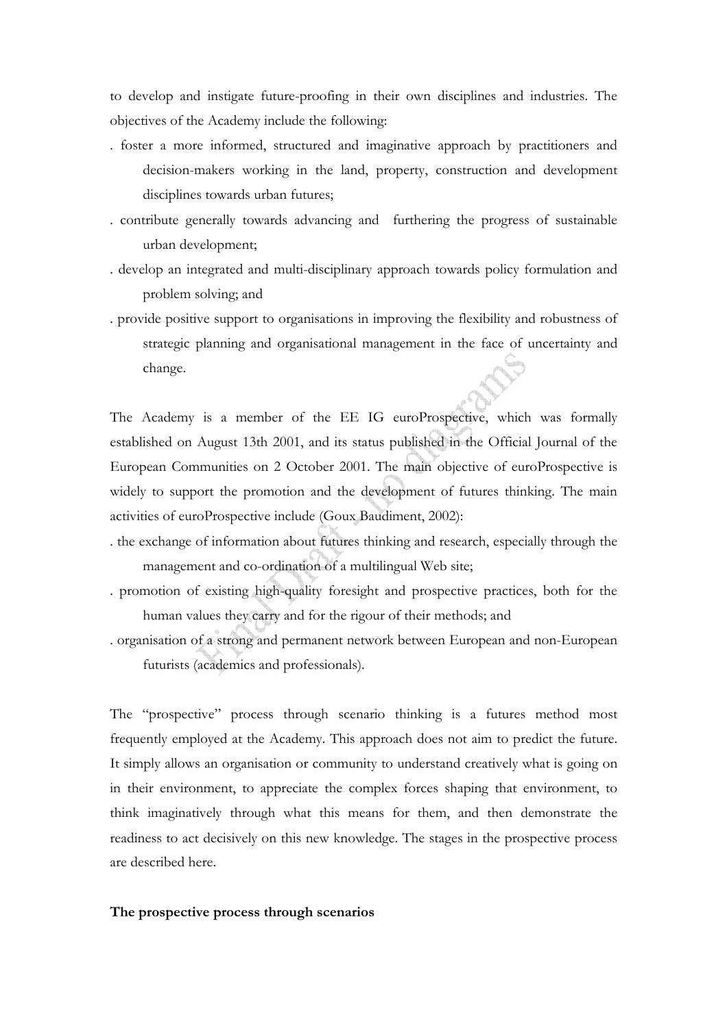to develop and instigate future-proofing in their own disciplines and industries. The objectives of the Academy include the following:

- foster a more informed, structured and imaginative approach by practitioners and decision-makers working in the land, property, construction and development disciplines towards urban futures;
- contribute generally towards advancing and furthering the progress of sustainable urban development;
- develop an integrated and multi-disciplinary approach towards policy formulation and problem solving; and
- provide positive support to organisations in improving the flexibility and robustness of strategic planning and organisational management in the face of uncertainty and change.

The Academy is a member of the EE IG euroProspective, which was formally established on August 13th 2001, and its status published in the Official Journal of the European Communities on 2 October 2001. The main objective of euroProspective is widely to support the promotion and the development of futures thinking. The main activities of euroProspective include (Goux Baudiment, 2002):

- the exchange of information about futures thinking and research, especially through the management and co-ordination of a multilingual Web site;
- promotion of existing high-quality foresight and prospective practices, both for the human values they carry and for the rigour of their methods; and
- organisation of a strong and permanent network between European and non-European futurists (academics and professionals).

The "prospective" process through scenario thinking is a futures method most frequently employed at the Academy. This approach does not aim to predict the future. It simply allows an organisation or community to understand creatively what is going on in their environment, to appreciate the complex forces shaping that environment, to think imaginatively through what this means for them, and then demonstrate the readiness to act decisively on this new knowledge. The stages in the prospective process are described here.

**The prospective process through scenarios**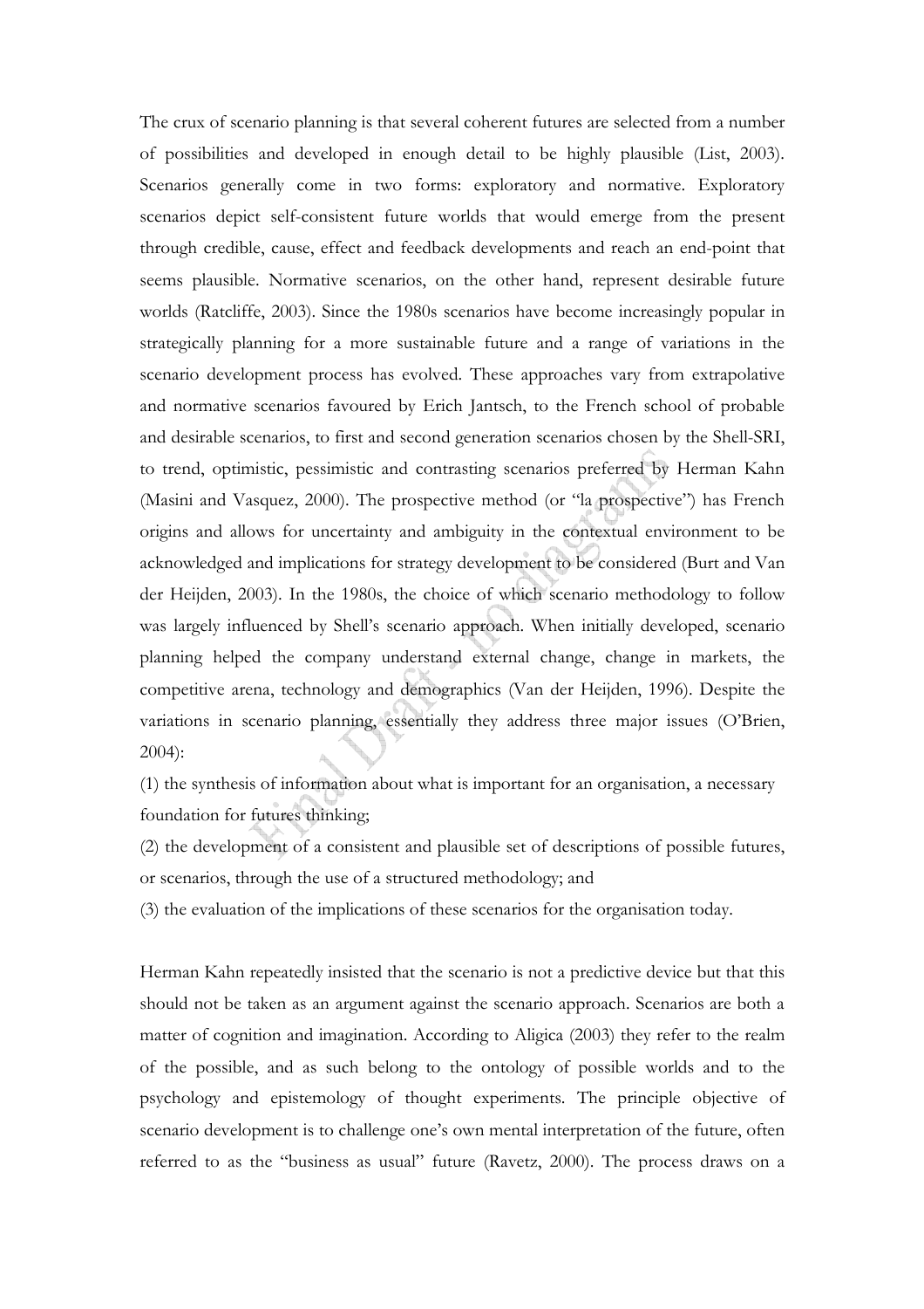The crux of scenario planning is that several coherent futures are selected from a number of possibilities and developed in enough detail to be highly plausible (List, 2003). Scenarios generally come in two forms: exploratory and normative. Exploratory scenarios depict self-consistent future worlds that would emerge from the present through credible, cause, effect and feedback developments and reach an end-point that seems plausible. Normative scenarios, on the other hand, represent desirable future worlds (Ratcliffe, 2003). Since the 1980s scenarios have become increasingly popular in strategically planning for a more sustainable future and a range of variations in the scenario development process has evolved. These approaches vary from extrapolative and normative scenarios favoured by Erich Jantsch, to the French school of probable and desirable scenarios, to first and second generation scenarios chosen by the Shell-SRI, to trend, optimistic, pessimistic and contrasting scenarios preferred by Herman Kahn (Masini and Vasquez, 2000). The prospective method (or "la prospective") has French origins and allows for uncertainty and ambiguity in the contextual environment to be acknowledged and implications for strategy development to be considered (Burt and Van der Heijden, 2003). In the 1980s, the choice of which scenario methodology to follow was largely influenced by Shell's scenario approach. When initially developed, scenario planning helped the company understand external change, change in markets, the competitive arena, technology and demographics (Van der Heijden, 1996). Despite the variations in scenario planning, essentially they address three major issues (O'Brien, 2004):

(1) the synthesis of information about what is important for an organisation, a necessary foundation for futures thinking;

(2) the development of a consistent and plausible set of descriptions of possible futures, or scenarios, through the use of a structured methodology; and

(3) the evaluation of the implications of these scenarios for the organisation today.

Herman Kahn repeatedly insisted that the scenario is not a predictive device but that this should not be taken as an argument against the scenario approach. Scenarios are both a matter of cognition and imagination. According to Aligica (2003) they refer to the realm of the possible, and as such belong to the ontology of possible worlds and to the psychology and epistemology of thought experiments. The principle objective of scenario development is to challenge one's own mental interpretation of the future, often referred to as the "business as usual" future (Ravetz, 2000). The process draws on a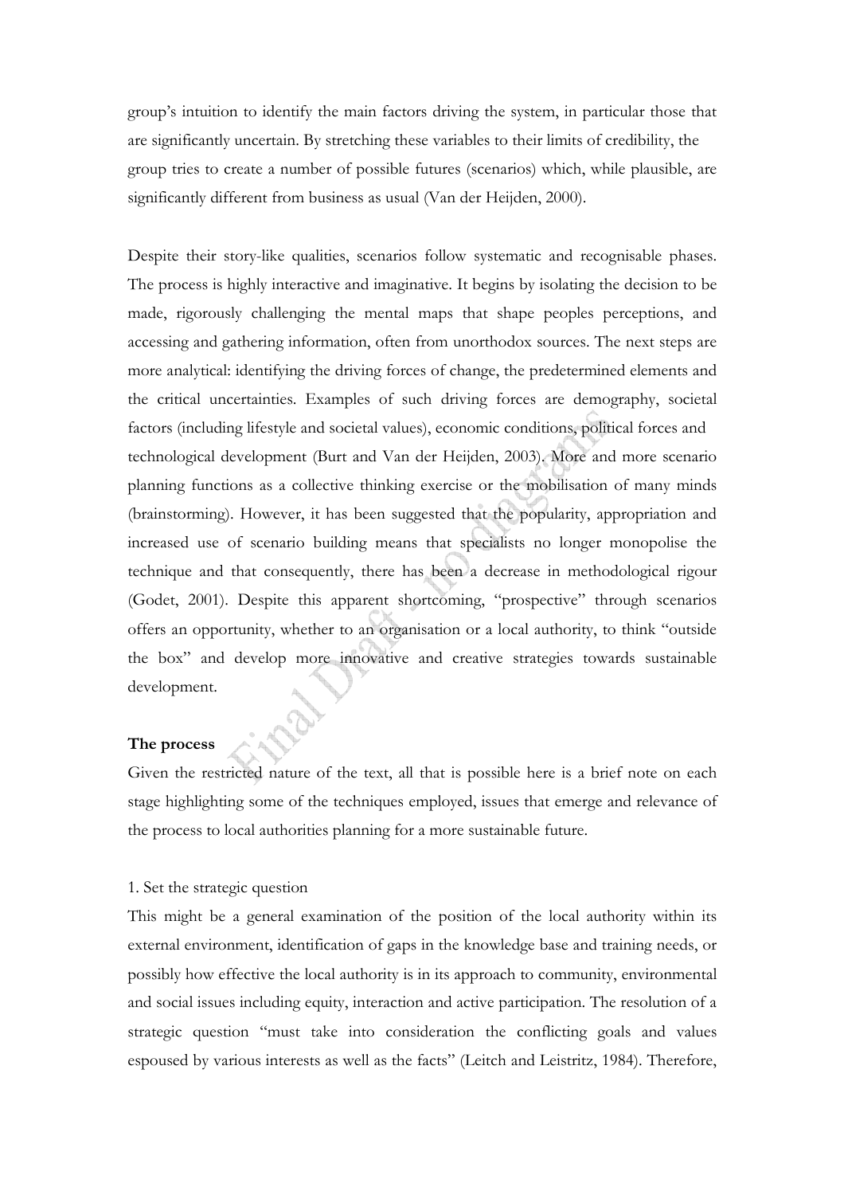group's intuition to identify the main factors driving the system, in particular those that are significantly uncertain. By stretching these variables to their limits of credibility, the group tries to create a number of possible futures (scenarios) which, while plausible, are significantly different from business as usual (Van der Heijden, 2000).

Despite their story-like qualities, scenarios follow systematic and recognisable phases. The process is highly interactive and imaginative. It begins by isolating the decision to be made, rigorously challenging the mental maps that shape peoples perceptions, and accessing and gathering information, often from unorthodox sources. The next steps are more analytical: identifying the driving forces of change, the predetermined elements and the critical uncertainties. Examples of such driving forces are demography, societal factors (including lifestyle and societal values), economic conditions, political forces and technological development (Burt and Van der Heijden, 2003). More and more scenario planning functions as a collective thinking exercise or the mobilisation of many minds (brainstorming). However, it has been suggested that the popularity, appropriation and increased use of scenario building means that specialists no longer monopolise the technique and that consequently, there has been a decrease in methodological rigour (Godet, 2001). Despite this apparent shortcoming, "prospective" through scenarios offers an opportunity, whether to an organisation or a local authority, to think "outside the box" and develop more innovative and creative strategies towards sustainable development.

**The process**

Given the restricted nature of the text, all that is possible here is a brief note on each stage highlighting some of the techniques employed, issues that emerge and relevance of the process to local authorities planning for a more sustainable future.

1. Set the strategic question

This might be a general examination of the position of the local authority within its external environment, identification of gaps in the knowledge base and training needs, or possibly how effective the local authority is in its approach to community, environmental and social issues including equity, interaction and active participation. The resolution of a strategic question "must take into consideration the conflicting goals and values espoused by various interests as well as the facts" (Leitch and Leistritz, 1984). Therefore,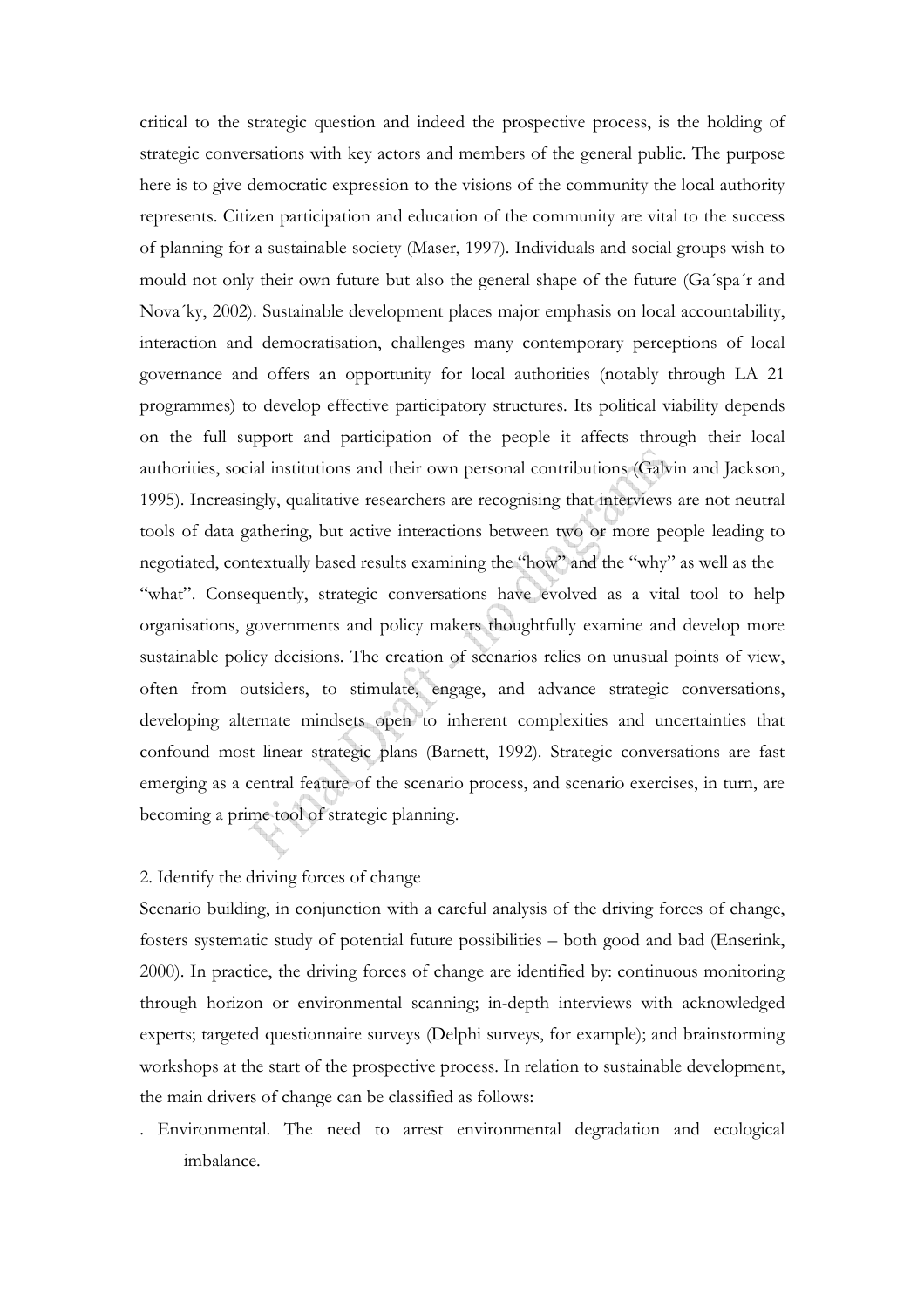critical to the strategic question and indeed the prospective process, is the holding of strategic conversations with key actors and members of the general public. The purpose here is to give democratic expression to the visions of the community the local authority represents. Citizen participation and education of the community are vital to the success of planning for a sustainable society (Maser, 1997). Individuals and social groups wish to mould not only their own future but also the general shape of the future (Ga´spa´r and Nova´ky, 2002). Sustainable development places major emphasis on local accountability, interaction and democratisation, challenges many contemporary perceptions of local governance and offers an opportunity for local authorities (notably through LA 21 programmes) to develop effective participatory structures. Its political viability depends on the full support and participation of the people it affects through their local authorities, social institutions and their own personal contributions (Galvin and Jackson, 1995). Increasingly, qualitative researchers are recognising that interviews are not neutral tools of data gathering, but active interactions between two or more people leading to negotiated, contextually based results examining the "how" and the "why" as well as the "what". Consequently, strategic conversations have evolved as a vital tool to help organisations, governments and policy makers thoughtfully examine and develop more sustainable policy decisions. The creation of scenarios relies on unusual points of view, often from outsiders, to stimulate, engage, and advance strategic conversations, developing alternate mindsets open to inherent complexities and uncertainties that confound most linear strategic plans (Barnett, 1992). Strategic conversations are fast emerging as a central feature of the scenario process, and scenario exercises, in turn, are becoming a prime tool of strategic planning.

2. Identify the driving forces of change

Scenario building, in conjunction with a careful analysis of the driving forces of change, fosters systematic study of potential future possibilities – both good and bad (Enserink, 2000). In practice, the driving forces of change are identified by: continuous monitoring through horizon or environmental scanning; in-depth interviews with acknowledged experts; targeted questionnaire surveys (Delphi surveys, for example); and brainstorming workshops at the start of the prospective process. In relation to sustainable development, the main drivers of change can be classified as follows:

- Environmental. The need to arrest environmental degradation and ecological imbalance.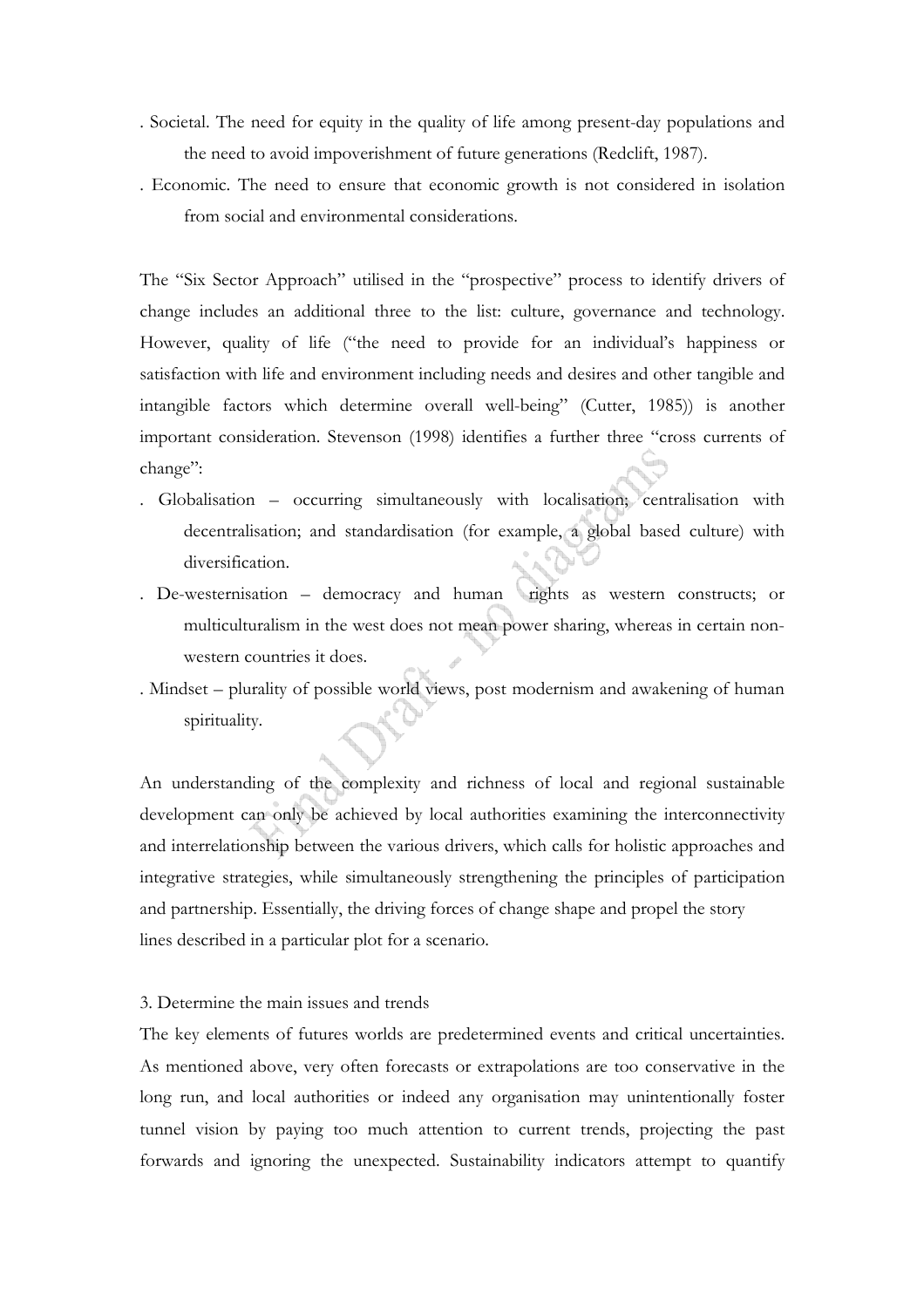- Societal. The need for equity in the quality of life among present-day populations and the need to avoid impoverishment of future generations (Redclift, 1987).
- Economic. The need to ensure that economic growth is not considered in isolation from social and environmental considerations.

The "Six Sector Approach" utilised in the "prospective" process to identify drivers of change includes an additional three to the list: culture, governance and technology. However, quality of life ("the need to provide for an individual's happiness or satisfaction with life and environment including needs and desires and other tangible and intangible factors which determine overall well-being" (Cutter, 1985)) is another important consideration. Stevenson (1998) identifies a further three "cross currents of change":

- Globalisation – occurring simultaneously with localisation; centralisation with decentralisation; and standardisation (for example, a global based culture) with diversification.
- De-westernisation – democracy and human rights as western constructs; or multiculturalism in the west does not mean power sharing, whereas in certain non-western countries it does.
- Mindset – plurality of possible world views, post modernism and awakening of human spirituality.

An understanding of the complexity and richness of local and regional sustainable development can only be achieved by local authorities examining the interconnectivity and interrelationship between the various drivers, which calls for holistic approaches and integrative strategies, while simultaneously strengthening the principles of participation and partnership. Essentially, the driving forces of change shape and propel the story lines described in a particular plot for a scenario.

3. Determine the main issues and trends

The key elements of futures worlds are predetermined events and critical uncertainties. As mentioned above, very often forecasts or extrapolations are too conservative in the long run, and local authorities or indeed any organisation may unintentionally foster tunnel vision by paying too much attention to current trends, projecting the past forwards and ignoring the unexpected. Sustainability indicators attempt to quantify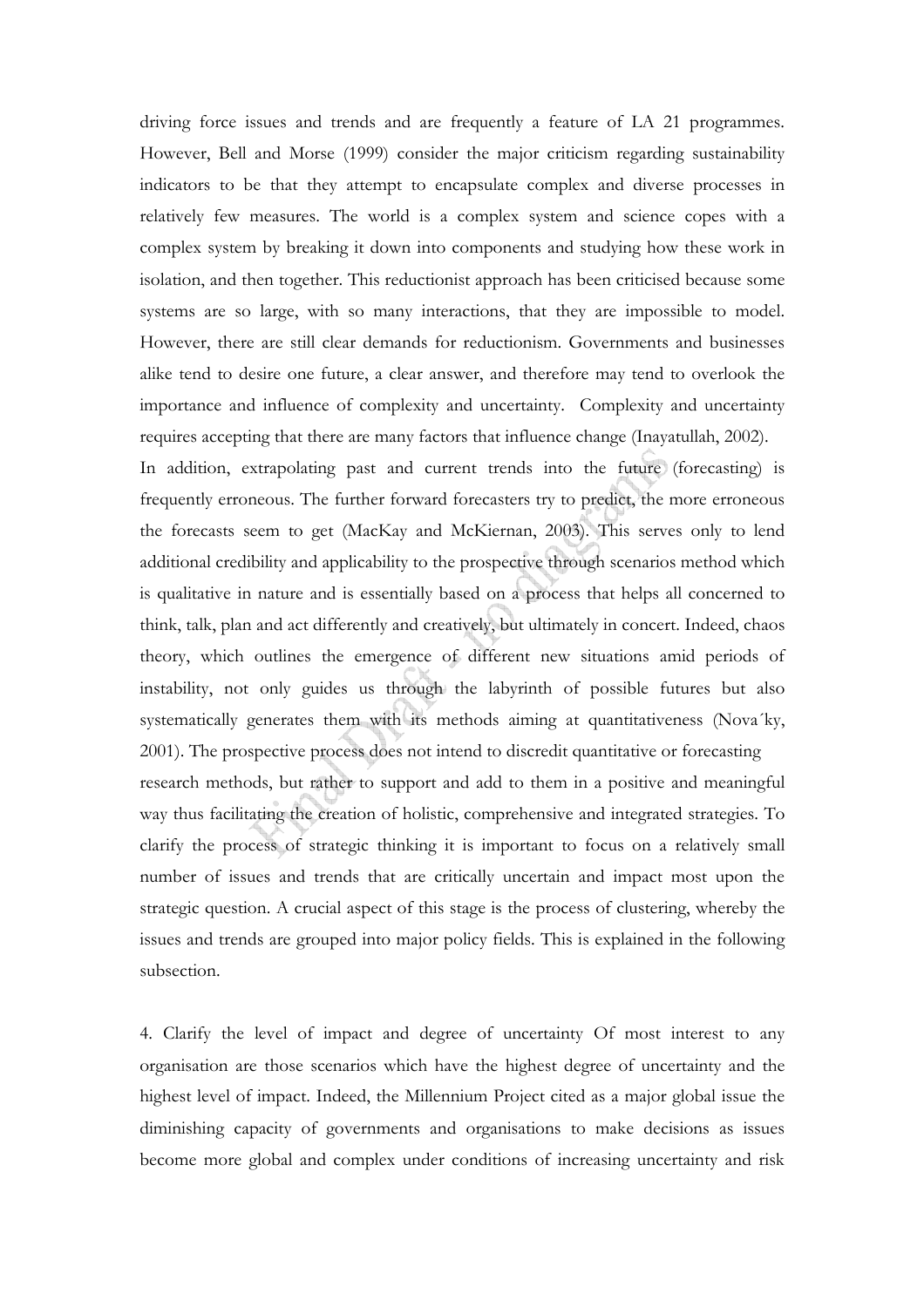driving force issues and trends and are frequently a feature of LA 21 programmes. However, Bell and Morse (1999) consider the major criticism regarding sustainability indicators to be that they attempt to encapsulate complex and diverse processes in relatively few measures. The world is a complex system and science copes with a complex system by breaking it down into components and studying how these work in isolation, and then together. This reductionist approach has been criticised because some systems are so large, with so many interactions, that they are impossible to model. However, there are still clear demands for reductionism. Governments and businesses alike tend to desire one future, a clear answer, and therefore may tend to overlook the importance and influence of complexity and uncertainty. Complexity and uncertainty requires accepting that there are many factors that influence change (Inayatullah, 2002).

In addition, extrapolating past and current trends into the future (forecasting) is frequently erroneous. The further forward forecasters try to predict, the more erroneous the forecasts seem to get (MacKay and McKiernan, 2003). This serves only to lend additional credibility and applicability to the prospective through scenarios method which is qualitative in nature and is essentially based on a process that helps all concerned to think, talk, plan and act differently and creatively, but ultimately in concert. Indeed, chaos theory, which outlines the emergence of different new situations amid periods of instability, not only guides us through the labyrinth of possible futures but also systematically generates them with its methods aiming at quantitativeness (Nova´ky, 2001). The prospective process does not intend to discredit quantitative or forecasting research methods, but rather to support and add to them in a positive and meaningful way thus facilitating the creation of holistic, comprehensive and integrated strategies. To clarify the process of strategic thinking it is important to focus on a relatively small number of issues and trends that are critically uncertain and impact most upon the strategic question. A crucial aspect of this stage is the process of clustering, whereby the issues and trends are grouped into major policy fields. This is explained in the following subsection.

4. Clarify the level of impact and degree of uncertainty Of most interest to any organisation are those scenarios which have the highest degree of uncertainty and the highest level of impact. Indeed, the Millennium Project cited as a major global issue the diminishing capacity of governments and organisations to make decisions as issues become more global and complex under conditions of increasing uncertainty and risk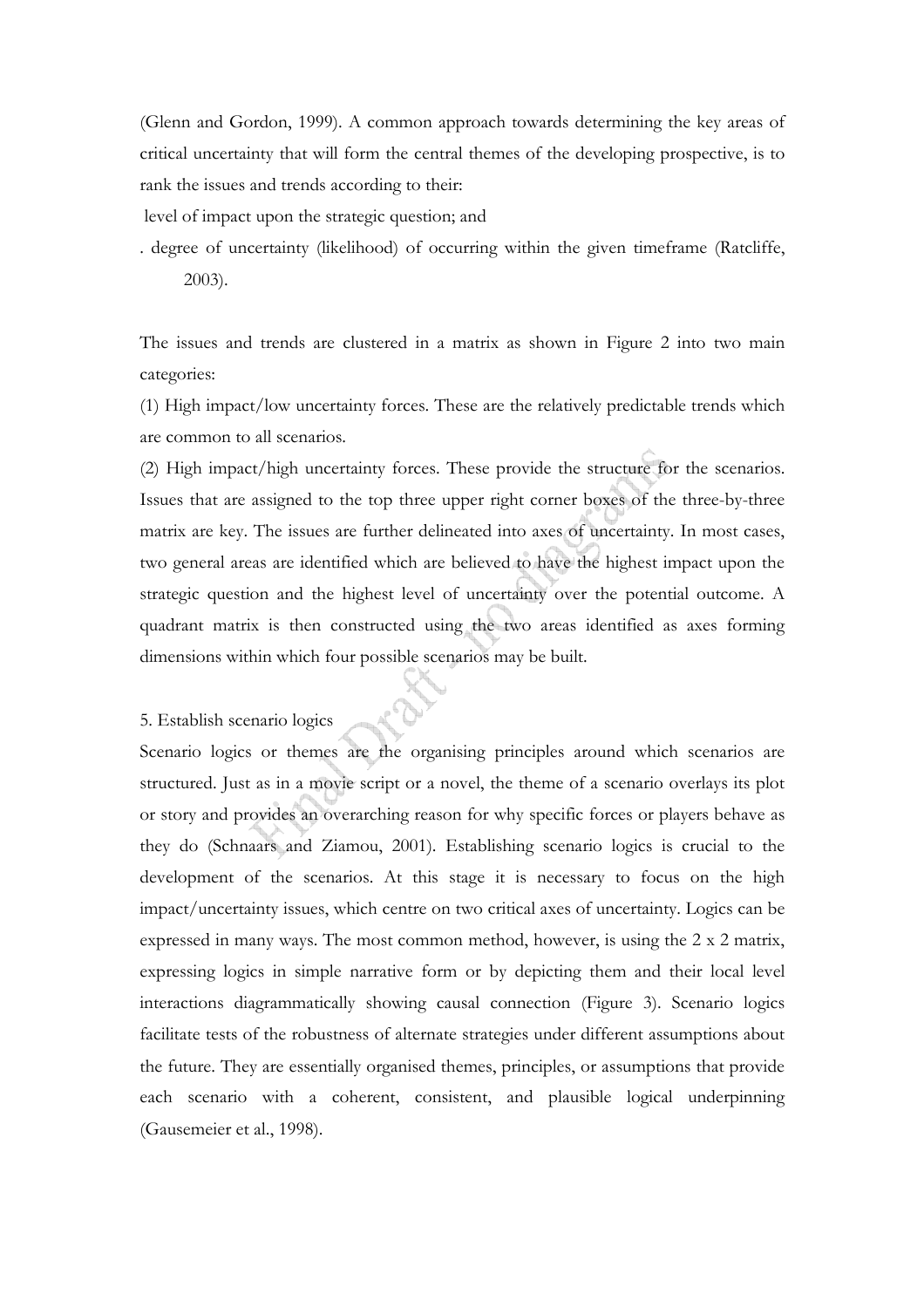(Glenn and Gordon, 1999). A common approach towards determining the key areas of critical uncertainty that will form the central themes of the developing prospective, is to rank the issues and trends according to their:

level of impact upon the strategic question; and

. degree of uncertainty (likelihood) of occurring within the given timeframe (Ratcliffe, 2003).

The issues and trends are clustered in a matrix as shown in Figure 2 into two main categories:

(1) High impact/low uncertainty forces. These are the relatively predictable trends which are common to all scenarios.

(2) High impact/high uncertainty forces. These provide the structure for the scenarios. Issues that are assigned to the top three upper right corner boxes of the three-by-three matrix are key. The issues are further delineated into axes of uncertainty. In most cases, two general areas are identified which are believed to have the highest impact upon the strategic question and the highest level of uncertainty over the potential outcome. A quadrant matrix is then constructed using the two areas identified as axes forming dimensions within which four possible scenarios may be built.

5. Establish scenario logics

Scenario logics or themes are the organising principles around which scenarios are structured. Just as in a movie script or a novel, the theme of a scenario overlays its plot or story and provides an overarching reason for why specific forces or players behave as they do (Schnaars and Ziamou, 2001). Establishing scenario logics is crucial to the development of the scenarios. At this stage it is necessary to focus on the high impact/uncertainty issues, which centre on two critical axes of uncertainty. Logics can be expressed in many ways. The most common method, however, is using the 2 x 2 matrix, expressing logics in simple narrative form or by depicting them and their local level interactions diagrammatically showing causal connection (Figure 3). Scenario logics facilitate tests of the robustness of alternate strategies under different assumptions about the future. They are essentially organised themes, principles, or assumptions that provide each scenario with a coherent, consistent, and plausible logical underpinning (Gausemeier et al., 1998).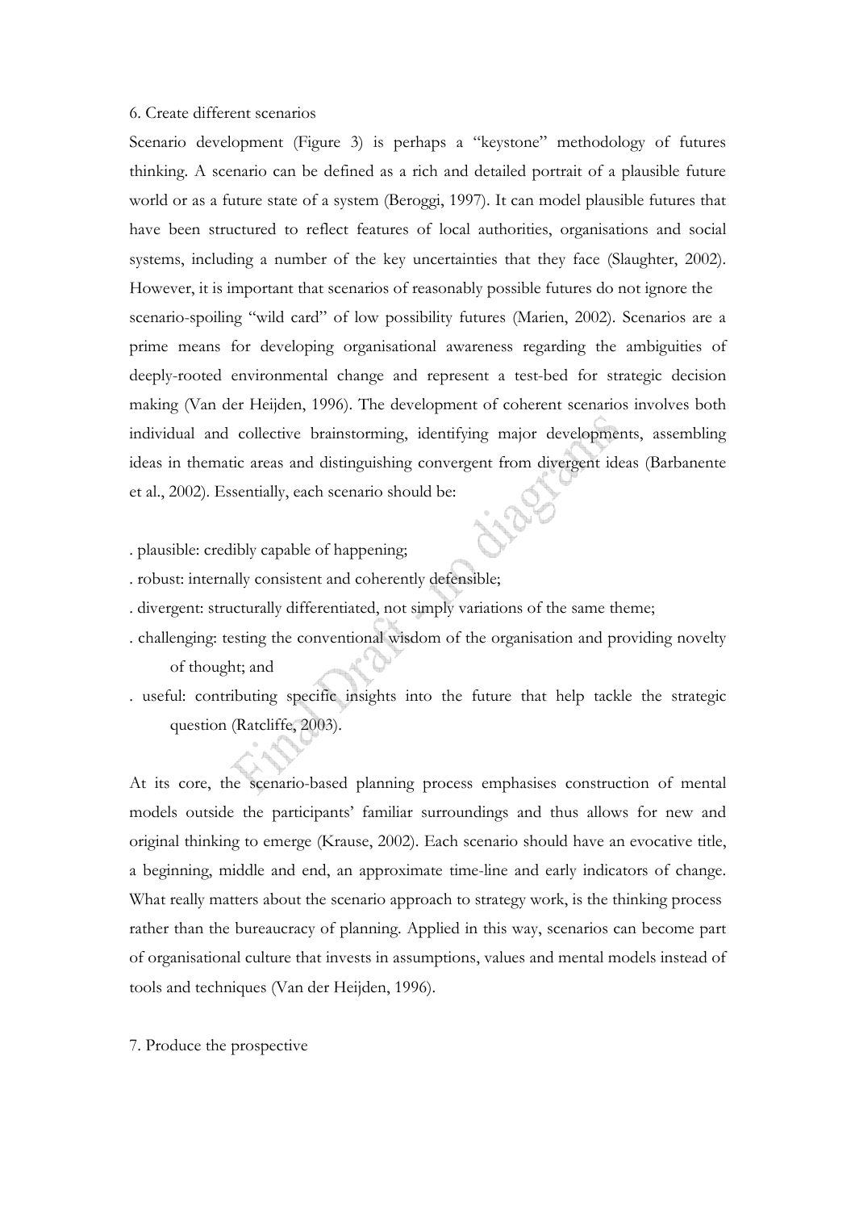6. Create different scenarios

Scenario development (Figure 3) is perhaps a "keystone" methodology of futures thinking. A scenario can be defined as a rich and detailed portrait of a plausible future world or as a future state of a system (Beroggi, 1997). It can model plausible futures that have been structured to reflect features of local authorities, organisations and social systems, including a number of the key uncertainties that they face (Slaughter, 2002). However, it is important that scenarios of reasonably possible futures do not ignore the scenario-spoiling "wild card" of low possibility futures (Marien, 2002). Scenarios are a prime means for developing organisational awareness regarding the ambiguities of deeply-rooted environmental change and represent a test-bed for strategic decision making (Van der Heijden, 1996). The development of coherent scenarios involves both individual and collective brainstorming, identifying major developments, assembling ideas in thematic areas and distinguishing convergent from divergent ideas (Barbanente et al., 2002). Essentially, each scenario should be:

- plausible: credibly capable of happening;
- robust: internally consistent and coherently defensible;
- divergent: structurally differentiated, not simply variations of the same theme;
- challenging: testing the conventional wisdom of the organisation and providing novelty of thought; and
- useful: contributing specific insights into the future that help tackle the strategic question (Ratcliffe, 2003).

At its core, the scenario-based planning process emphasises construction of mental models outside the participants' familiar surroundings and thus allows for new and original thinking to emerge (Krause, 2002). Each scenario should have an evocative title, a beginning, middle and end, an approximate time-line and early indicators of change. What really matters about the scenario approach to strategy work, is the thinking process rather than the bureaucracy of planning. Applied in this way, scenarios can become part of organisational culture that invests in assumptions, values and mental models instead of tools and techniques (Van der Heijden, 1996).

7. Produce the prospective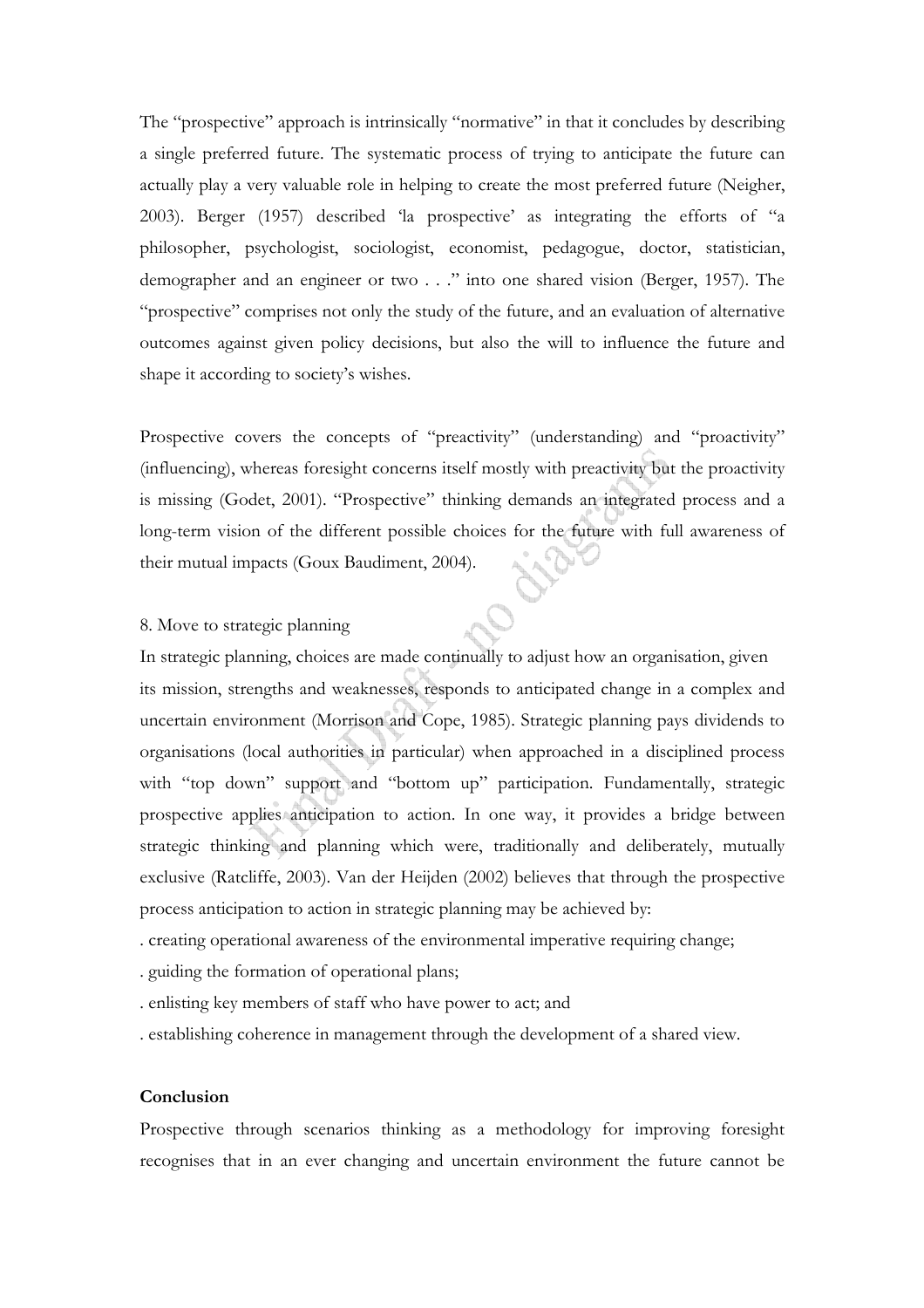The "prospective" approach is intrinsically "normative" in that it concludes by describing a single preferred future. The systematic process of trying to anticipate the future can actually play a very valuable role in helping to create the most preferred future (Neigher, 2003). Berger (1957) described 'la prospective' as integrating the efforts of "a philosopher, psychologist, sociologist, economist, pedagogue, doctor, statistician, demographer and an engineer or two . . ." into one shared vision (Berger, 1957). The "prospective" comprises not only the study of the future, and an evaluation of alternative outcomes against given policy decisions, but also the will to influence the future and shape it according to society's wishes.

Prospective covers the concepts of "preactivity" (understanding) and "proactivity" (influencing), whereas foresight concerns itself mostly with preactivity but the proactivity is missing (Godet, 2001). "Prospective" thinking demands an integrated process and a long-term vision of the different possible choices for the future with full awareness of their mutual impacts (Goux Baudiment, 2004).

8. Move to strategic planning

In strategic planning, choices are made continually to adjust how an organisation, given its mission, strengths and weaknesses, responds to anticipated change in a complex and uncertain environment (Morrison and Cope, 1985). Strategic planning pays dividends to organisations (local authorities in particular) when approached in a disciplined process with "top down" support and "bottom up" participation. Fundamentally, strategic prospective applies anticipation to action. In one way, it provides a bridge between strategic thinking and planning which were, traditionally and deliberately, mutually exclusive (Ratcliffe, 2003). Van der Heijden (2002) believes that through the prospective process anticipation to action in strategic planning may be achieved by:

- creating operational awareness of the environmental imperative requiring change;
- guiding the formation of operational plans;
- enlisting key members of staff who have power to act; and
- establishing coherence in management through the development of a shared view.

**Conclusion**

Prospective through scenarios thinking as a methodology for improving foresight recognises that in an ever changing and uncertain environment the future cannot be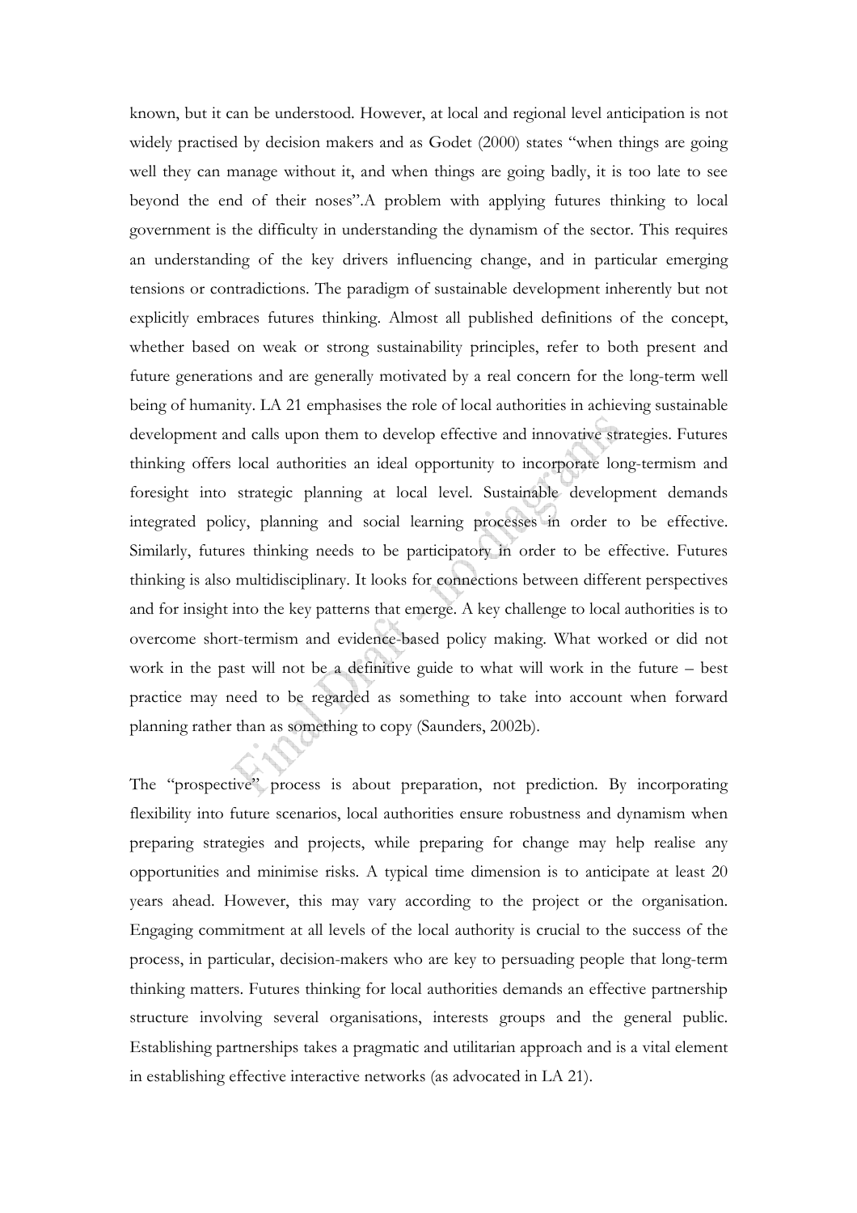known, but it can be understood. However, at local and regional level anticipation is not widely practised by decision makers and as Godet (2000) states "when things are going well they can manage without it, and when things are going badly, it is too late to see beyond the end of their noses".A problem with applying futures thinking to local government is the difficulty in understanding the dynamism of the sector. This requires an understanding of the key drivers influencing change, and in particular emerging tensions or contradictions. The paradigm of sustainable development inherently but not explicitly embraces futures thinking. Almost all published definitions of the concept, whether based on weak or strong sustainability principles, refer to both present and future generations and are generally motivated by a real concern for the long-term well being of humanity. LA 21 emphasises the role of local authorities in achieving sustainable development and calls upon them to develop effective and innovative strategies. Futures thinking offers local authorities an ideal opportunity to incorporate long-termism and foresight into strategic planning at local level. Sustainable development demands integrated policy, planning and social learning processes in order to be effective. Similarly, futures thinking needs to be participatory in order to be effective. Futures thinking is also multidisciplinary. It looks for connections between different perspectives and for insight into the key patterns that emerge. A key challenge to local authorities is to overcome short-termism and evidence-based policy making. What worked or did not work in the past will not be a definitive guide to what will work in the future – best practice may need to be regarded as something to take into account when forward planning rather than as something to copy (Saunders, 2002b).

The "prospective" process is about preparation, not prediction. By incorporating flexibility into future scenarios, local authorities ensure robustness and dynamism when preparing strategies and projects, while preparing for change may help realise any opportunities and minimise risks. A typical time dimension is to anticipate at least 20 years ahead. However, this may vary according to the project or the organisation. Engaging commitment at all levels of the local authority is crucial to the success of the process, in particular, decision-makers who are key to persuading people that long-term thinking matters. Futures thinking for local authorities demands an effective partnership structure involving several organisations, interests groups and the general public. Establishing partnerships takes a pragmatic and utilitarian approach and is a vital element in establishing effective interactive networks (as advocated in LA 21).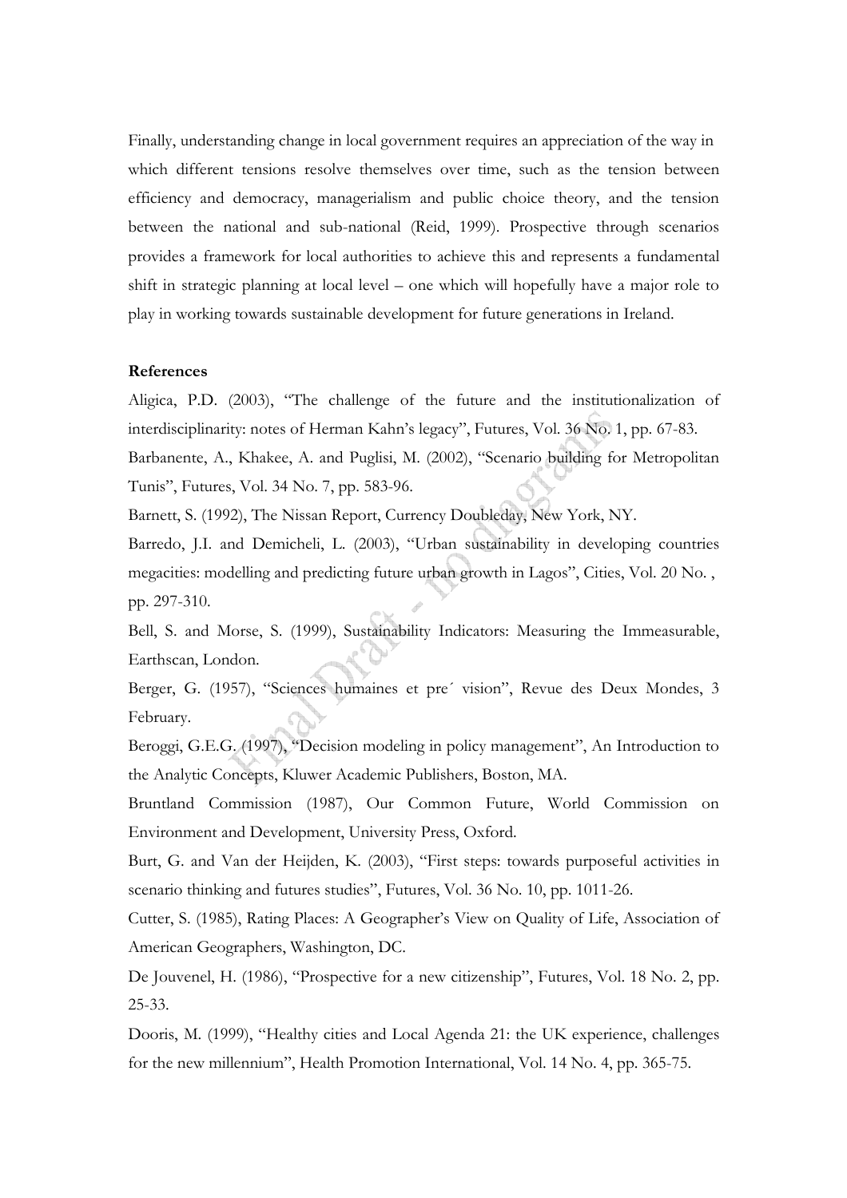Finally, understanding change in local government requires an appreciation of the way in which different tensions resolve themselves over time, such as the tension between efficiency and democracy, managerialism and public choice theory, and the tension between the national and sub-national (Reid, 1999). Prospective through scenarios provides a framework for local authorities to achieve this and represents a fundamental shift in strategic planning at local level – one which will hopefully have a major role to play in working towards sustainable development for future generations in Ireland.

**References**

Aligica, P.D. (2003), "The challenge of the future and the institutionalization of interdisciplinarity: notes of Herman Kahn's legacy", Futures, Vol. 36 No. 1, pp. 67-83.

Barbanente, A., Khakee, A. and Puglisi, M. (2002), "Scenario building for Metropolitan Tunis", Futures, Vol. 34 No. 7, pp. 583-96.

Barnett, S. (1992), The Nissan Report, Currency Doubleday, New York, NY.

Barredo, J.I. and Demicheli, L. (2003), "Urban sustainability in developing countries megacities: modelling and predicting future urban growth in Lagos", Cities, Vol. 20 No. , pp. 297-310.

Bell, S. and Morse, S. (1999), Sustainability Indicators: Measuring the Immeasurable, Earthscan, London.

Berger, G. (1957), "Sciences humaines et pre´ vision", Revue des Deux Mondes, 3 February.

Beroggi, G.E.G. (1997), "Decision modeling in policy management", An Introduction to the Analytic Concepts, Kluwer Academic Publishers, Boston, MA.

Bruntland Commission (1987), Our Common Future, World Commission on Environment and Development, University Press, Oxford.

Burt, G. and Van der Heijden, K. (2003), "First steps: towards purposeful activities in scenario thinking and futures studies", Futures, Vol. 36 No. 10, pp. 1011-26.

Cutter, S. (1985), Rating Places: A Geographer's View on Quality of Life, Association of American Geographers, Washington, DC.

De Jouvenel, H. (1986), "Prospective for a new citizenship", Futures, Vol. 18 No. 2, pp. 25-33.

Dooris, M. (1999), "Healthy cities and Local Agenda 21: the UK experience, challenges for the new millennium", Health Promotion International, Vol. 14 No. 4, pp. 365-75.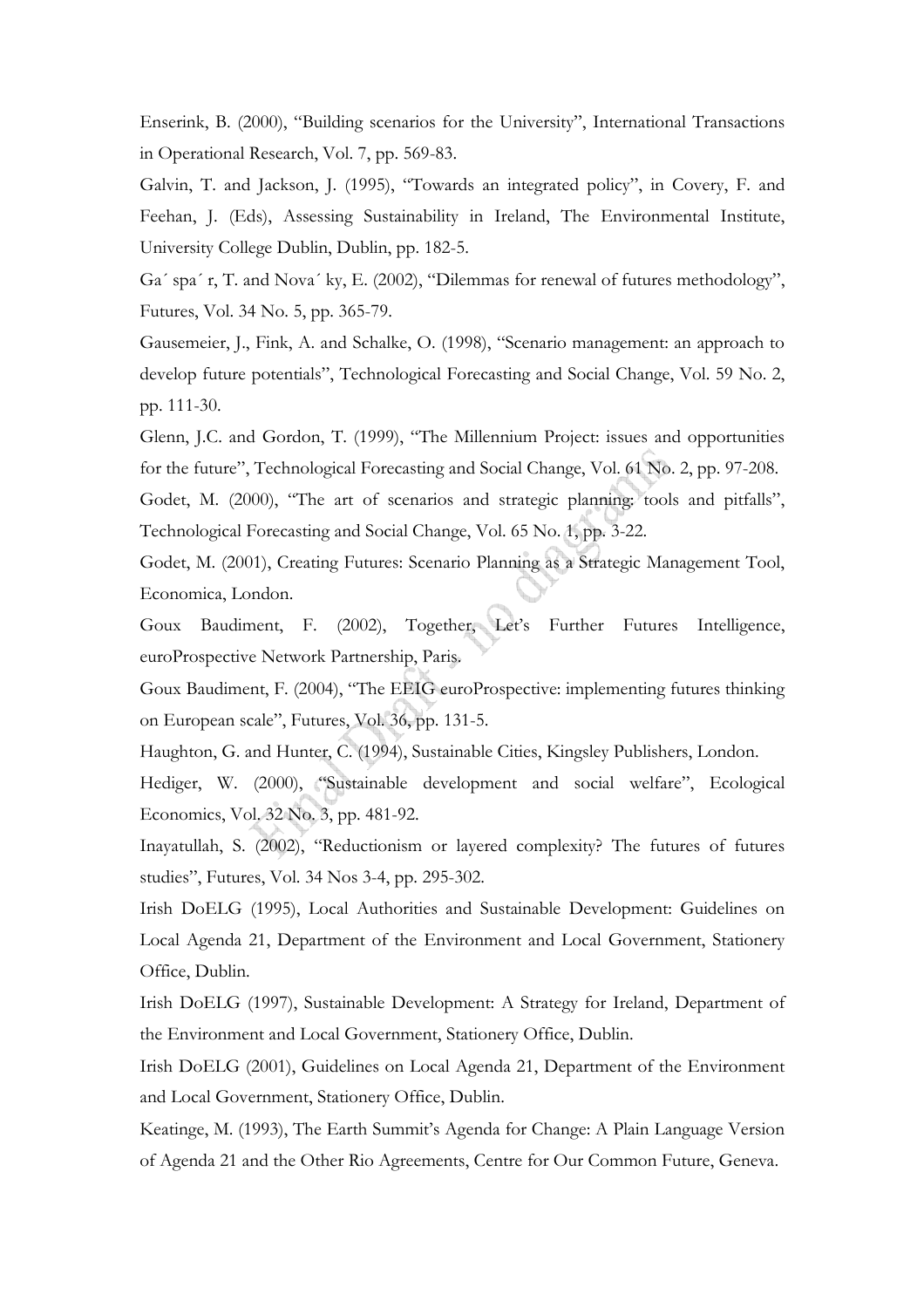Enserink, B. (2000), "Building scenarios for the University", International Transactions in Operational Research, Vol. 7, pp. 569-83.

Galvin, T. and Jackson, J. (1995), "Towards an integrated policy", in Covery, F. and Feehan, J. (Eds), Assessing Sustainability in Ireland, The Environmental Institute, University College Dublin, Dublin, pp. 182-5.

Ga´ spa´ r, T. and Nova´ ky, E. (2002), "Dilemmas for renewal of futures methodology", Futures, Vol. 34 No. 5, pp. 365-79.

Gausemeier, J., Fink, A. and Schalke, O. (1998), "Scenario management: an approach to develop future potentials", Technological Forecasting and Social Change, Vol. 59 No. 2, pp. 111-30.

Glenn, J.C. and Gordon, T. (1999), "The Millennium Project: issues and opportunities for the future", Technological Forecasting and Social Change, Vol. 61 No. 2, pp. 97-208.

Godet, M. (2000), "The art of scenarios and strategic planning: tools and pitfalls", Technological Forecasting and Social Change, Vol. 65 No. 1, pp. 3-22.

Godet, M. (2001), Creating Futures: Scenario Planning as a Strategic Management Tool, Economica, London.

Goux Baudiment, F. (2002), Together, Let's Further Futures Intelligence, euroProspective Network Partnership, Paris.

Goux Baudiment, F. (2004), "The EEIG euroProspective: implementing futures thinking on European scale", Futures, Vol. 36, pp. 131-5.

Haughton, G. and Hunter, C. (1994), Sustainable Cities, Kingsley Publishers, London.

Hediger, W. (2000), "Sustainable development and social welfare", Ecological Economics, Vol. 32 No. 3, pp. 481-92.

Inayatullah, S. (2002), "Reductionism or layered complexity? The futures of futures studies", Futures, Vol. 34 Nos 3-4, pp. 295-302.

Irish DoELG (1995), Local Authorities and Sustainable Development: Guidelines on Local Agenda 21, Department of the Environment and Local Government, Stationery Office, Dublin.

Irish DoELG (1997), Sustainable Development: A Strategy for Ireland, Department of the Environment and Local Government, Stationery Office, Dublin.

Irish DoELG (2001), Guidelines on Local Agenda 21, Department of the Environment and Local Government, Stationery Office, Dublin.

Keatinge, M. (1993), The Earth Summit's Agenda for Change: A Plain Language Version of Agenda 21 and the Other Rio Agreements, Centre for Our Common Future, Geneva.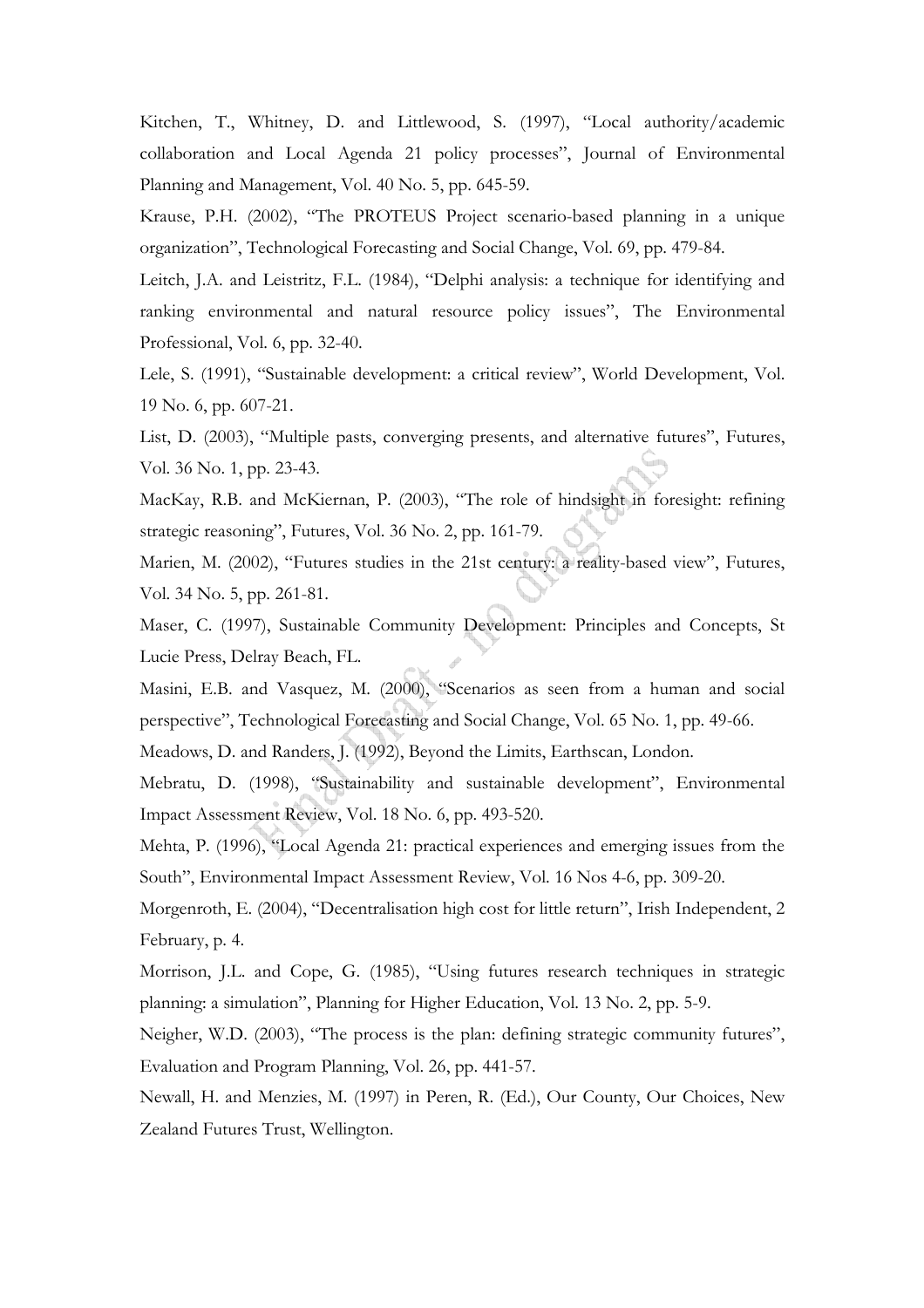Kitchen, T., Whitney, D. and Littlewood, S. (1997), "Local authority/academic collaboration and Local Agenda 21 policy processes", Journal of Environmental Planning and Management, Vol. 40 No. 5, pp. 645-59.

Krause, P.H. (2002), "The PROTEUS Project scenario-based planning in a unique organization", Technological Forecasting and Social Change, Vol. 69, pp. 479-84.

Leitch, J.A. and Leistritz, F.L. (1984), "Delphi analysis: a technique for identifying and ranking environmental and natural resource policy issues", The Environmental Professional, Vol. 6, pp. 32-40.

Lele, S. (1991), "Sustainable development: a critical review", World Development, Vol. 19 No. 6, pp. 607-21.

List, D. (2003), "Multiple pasts, converging presents, and alternative futures", Futures, Vol. 36 No. 1, pp. 23-43.

MacKay, R.B. and McKiernan, P. (2003), "The role of hindsight in foresight: refining strategic reasoning", Futures, Vol. 36 No. 2, pp. 161-79.

Marien, M. (2002), "Futures studies in the 21st century: a reality-based view", Futures, Vol. 34 No. 5, pp. 261-81.

Maser, C. (1997), Sustainable Community Development: Principles and Concepts, St Lucie Press, Delray Beach, FL.

Masini, E.B. and Vasquez, M. (2000), "Scenarios as seen from a human and social perspective", Technological Forecasting and Social Change, Vol. 65 No. 1, pp. 49-66.

Meadows, D. and Randers, J. (1992), Beyond the Limits, Earthscan, London.

Mebratu, D. (1998), "Sustainability and sustainable development", Environmental Impact Assessment Review, Vol. 18 No. 6, pp. 493-520.

Mehta, P. (1996), "Local Agenda 21: practical experiences and emerging issues from the South", Environmental Impact Assessment Review, Vol. 16 Nos 4-6, pp. 309-20.

Morgenroth, E. (2004), "Decentralisation high cost for little return", Irish Independent, 2 February, p. 4.

Morrison, J.L. and Cope, G. (1985), "Using futures research techniques in strategic planning: a simulation", Planning for Higher Education, Vol. 13 No. 2, pp. 5-9.

Neigher, W.D. (2003), "The process is the plan: defining strategic community futures", Evaluation and Program Planning, Vol. 26, pp. 441-57.

Newall, H. and Menzies, M. (1997) in Peren, R. (Ed.), Our County, Our Choices, New Zealand Futures Trust, Wellington.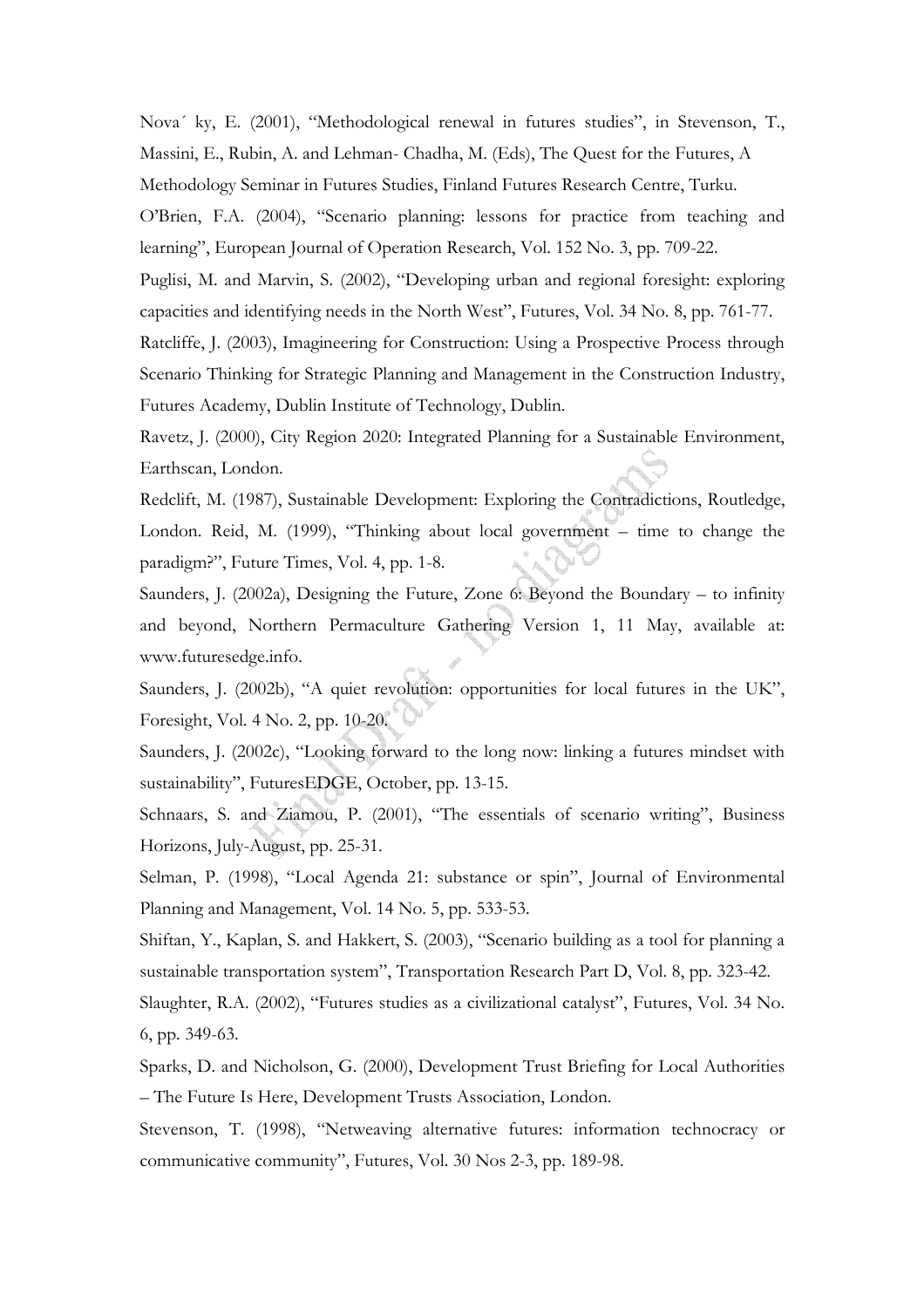Nova´ ky, E. (2001), "Methodological renewal in futures studies", in Stevenson, T., Massini, E., Rubin, A. and Lehman- Chadha, M. (Eds), The Quest for the Futures, A Methodology Seminar in Futures Studies, Finland Futures Research Centre, Turku.

O'Brien, F.A. (2004), "Scenario planning: lessons for practice from teaching and learning", European Journal of Operation Research, Vol. 152 No. 3, pp. 709-22.

Puglisi, M. and Marvin, S. (2002), "Developing urban and regional foresight: exploring capacities and identifying needs in the North West", Futures, Vol. 34 No. 8, pp. 761-77.

Ratcliffe, J. (2003), Imagineering for Construction: Using a Prospective Process through Scenario Thinking for Strategic Planning and Management in the Construction Industry, Futures Academy, Dublin Institute of Technology, Dublin.

Ravetz, J. (2000), City Region 2020: Integrated Planning for a Sustainable Environment, Earthscan, London.

Redclift, M. (1987), Sustainable Development: Exploring the Contradictions, Routledge, London. Reid, M. (1999), "Thinking about local government – time to change the paradigm?", Future Times, Vol. 4, pp. 1-8.

Saunders, J. (2002a), Designing the Future, Zone 6: Beyond the Boundary – to infinity and beyond, Northern Permaculture Gathering Version 1, 11 May, available at: www.futuresedge.info.

Saunders, J. (2002b), "A quiet revolution: opportunities for local futures in the UK", Foresight, Vol. 4 No. 2, pp. 10-20.

Saunders, J. (2002c), "Looking forward to the long now: linking a futures mindset with sustainability", FuturesEDGE, October, pp. 13-15.

Schnaars, S. and Ziamou, P. (2001), "The essentials of scenario writing", Business Horizons, July-August, pp. 25-31.

Selman, P. (1998), "Local Agenda 21: substance or spin", Journal of Environmental Planning and Management, Vol. 14 No. 5, pp. 533-53.

Shiftan, Y., Kaplan, S. and Hakkert, S. (2003), "Scenario building as a tool for planning a sustainable transportation system", Transportation Research Part D, Vol. 8, pp. 323-42.

Slaughter, R.A. (2002), "Futures studies as a civilizational catalyst", Futures, Vol. 34 No. 6, pp. 349-63.

Sparks, D. and Nicholson, G. (2000), Development Trust Briefing for Local Authorities – The Future Is Here, Development Trusts Association, London.

Stevenson, T. (1998), "Netweaving alternative futures: information technocracy or communicative community", Futures, Vol. 30 Nos 2-3, pp. 189-98.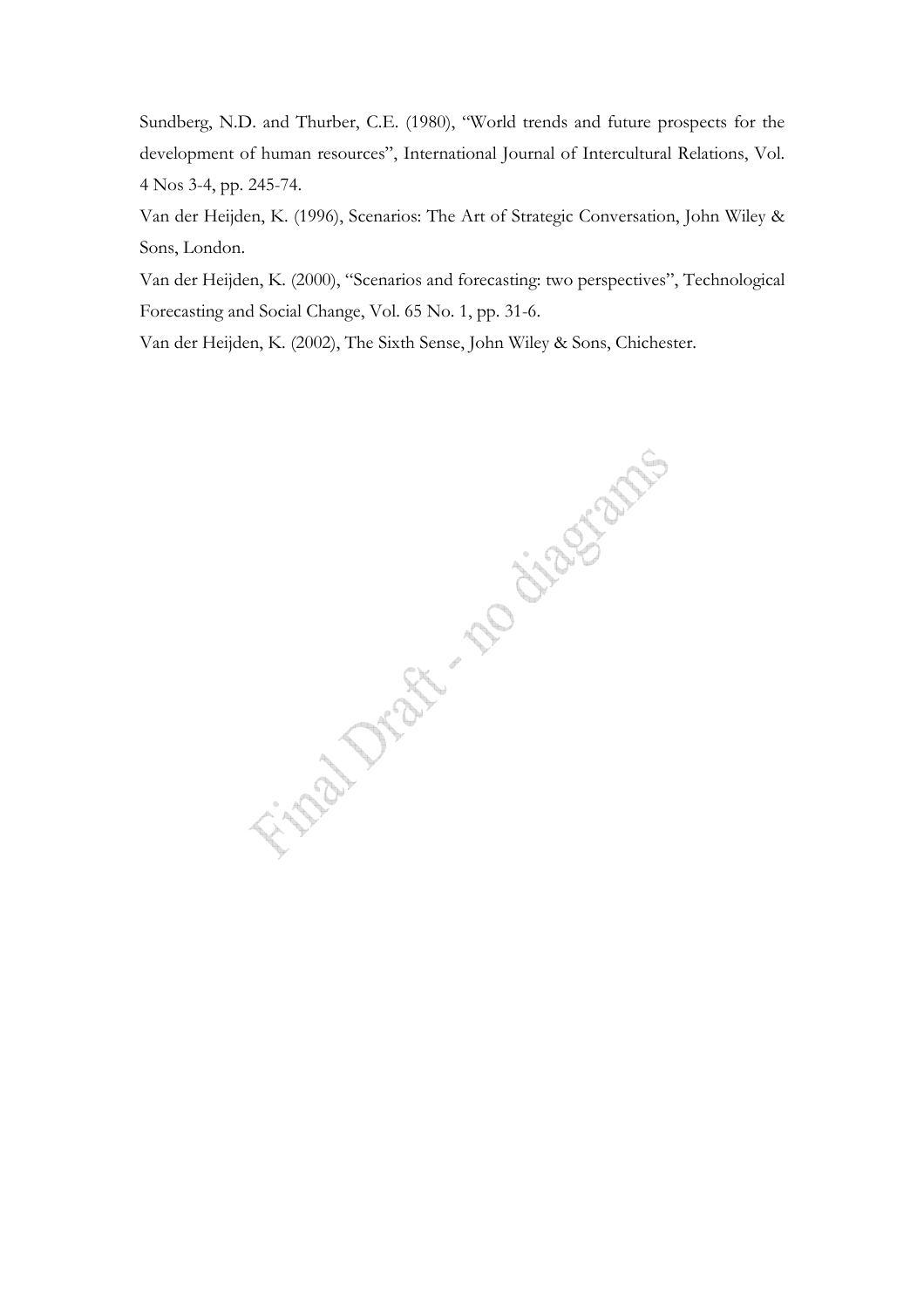Sundberg, N.D. and Thurber, C.E. (1980), "World trends and future prospects for the development of human resources", International Journal of Intercultural Relations, Vol. 4 Nos 3-4, pp. 245-74.

Van der Heijden, K. (1996), Scenarios: The Art of Strategic Conversation, John Wiley & Sons, London.

Van der Heijden, K. (2000), "Scenarios and forecasting: two perspectives", Technological Forecasting and Social Change, Vol. 65 No. 1, pp. 31-6.

Van der Heijden, K. (2002), The Sixth Sense, John Wiley & Sons, Chichester.